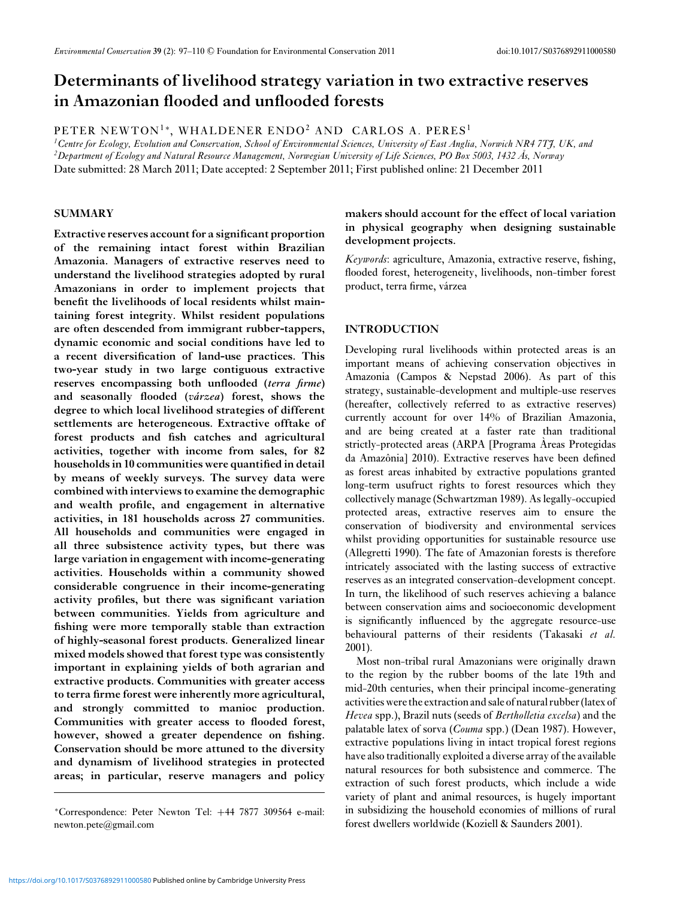# Determinants of livelihood strategy variation in two extractive reserves in Amazonian flooded and unflooded forests

PETER NEWTON[1]*, WHALDENER ENDO[2] AND CARLOS A. PERES[1]

[1]Centre for Ecology, Evolution and Conservation, School of Environmental Sciences, University of East Anglia, Norwich NR4 7TJ, UK, and [2]Department of Ecology and Natural Resource Management, Norwegian University of Life Sciences, PO Box 5003, 1432 Ås, Norway

Date submitted: 28 March 2011; Date accepted: 2 September 2011; First published online: 21 December 2011

## SUMMARY

**Extractive reserves account for a significant proportion of the remaining intact forest within Brazilian Amazonia. Managers of extractive reserves need to understand the livelihood strategies adopted by rural Amazonians in order to implement projects that benefit the livelihoods of local residents whilst maintaining forest integrity. Whilst resident populations are often descended from immigrant rubber-tappers, dynamic economic and social conditions have led to a recent diversification of land-use practices. This two-year study in two large contiguous extractive reserves encompassing both unflooded (*terra firme*) and seasonally flooded (*várzea*) forest, shows the degree to which local livelihood strategies of different settlements are heterogeneous. Extractive offtake of forest products and fish catches and agricultural activities, together with income from sales, for 82 households in 10 communities were quantified in detail by means of weekly surveys. The survey data were combined with interviews to examine the demographic and wealth profile, and engagement in alternative activities, in 181 households across 27 communities. All households and communities were engaged in all three subsistence activity types, but there was large variation in engagement with income-generating activities. Households within a community showed considerable congruence in their income-generating activity profiles, but there was significant variation between communities. Yields from agriculture and fishing were more temporally stable than extraction of highly-seasonal forest products. Generalized linear mixed models showed that forest type was consistently important in explaining yields of both agrarian and extractive products. Communities with greater access to terra firme forest were inherently more agricultural, and strongly committed to manioc production. Communities with greater access to flooded forest, however, showed a greater dependence on fishing. Conservation should be more attuned to the diversity and dynamism of livelihood strategies in protected areas; in particular, reserve managers and policy makers should account for the effect of local variation in physical geography when designing sustainable development projects.**

*Keywords*: agriculture, Amazonia, extractive reserve, fishing, flooded forest, heterogeneity, livelihoods, non-timber forest product, terra firme, várzea

## INTRODUCTION

Developing rural livelihoods within protected areas is an important means of achieving conservation objectives in Amazonia (Campos & Nepstad 2006). As part of this strategy, sustainable-development and multiple-use reserves (hereafter, collectively referred to as extractive reserves) currently account for over 14% of Brazilian Amazonia, and are being created at a faster rate than traditional strictly-protected areas (ARPA [Programa Àreas Protegidas da Amazônia] 2010). Extractive reserves have been defined as forest areas inhabited by extractive populations granted long-term usufruct rights to forest resources which they collectively manage (Schwartzman 1989). As legally-occupied protected areas, extractive reserves aim to ensure the conservation of biodiversity and environmental services whilst providing opportunities for sustainable resource use (Allegretti 1990). The fate of Amazonian forests is therefore intricately associated with the lasting success of extractive reserves as an integrated conservation-development concept. In turn, the likelihood of such reserves achieving a balance between conservation aims and socioeconomic development is significantly influenced by the aggregate resource-use behavioural patterns of their residents (Takasaki *et al.* 2001).

Most non-tribal rural Amazonians were originally drawn to the region by the rubber booms of the late 19th and mid-20th centuries, when their principal income-generating activities were the extraction and sale of natural rubber (latex of *Hevea* spp.), Brazil nuts (seeds of *Bertholletia excelsa*) and the palatable latex of sorva (*Couma* spp.) (Dean 1987). However, extractive populations living in intact tropical forest regions have also traditionally exploited a diverse array of the available natural resources for both subsistence and commerce. The extraction of such forest products, which include a wide variety of plant and animal resources, is hugely important in subsidizing the household economies of millions of rural forest dwellers worldwide (Koziell & Saunders 2001).

*Correspondence: Peter Newton Tel: +44 7877 309564 e-mail: newton.pete@gmail.com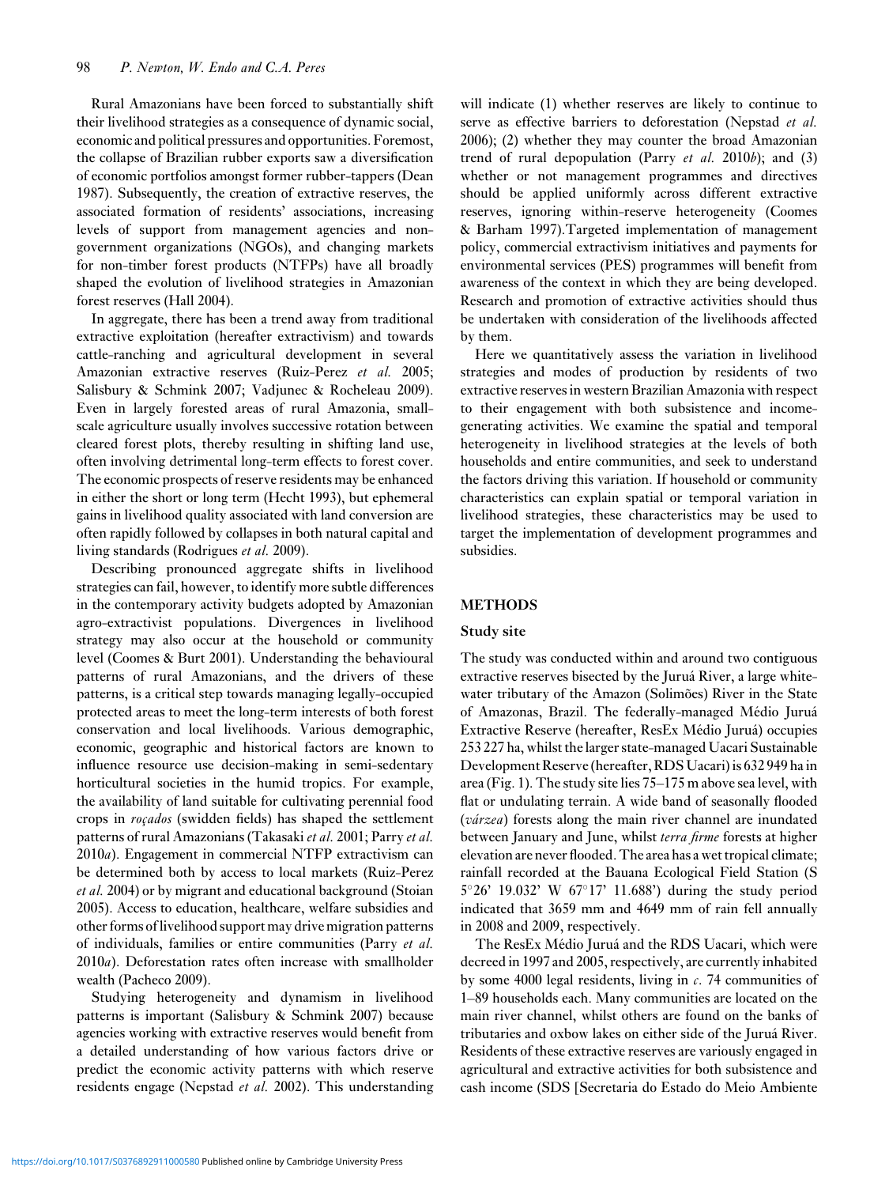Rural Amazonians have been forced to substantially shift their livelihood strategies as a consequence of dynamic social, economic and political pressures and opportunities. Foremost, the collapse of Brazilian rubber exports saw a diversification of economic portfolios amongst former rubber-tappers (Dean 1987). Subsequently, the creation of extractive reserves, the associated formation of residents' associations, increasing levels of support from management agencies and non-government organizations (NGOs), and changing markets for non-timber forest products (NTFPs) have all broadly shaped the evolution of livelihood strategies in Amazonian forest reserves (Hall 2004).

In aggregate, there has been a trend away from traditional extractive exploitation (hereafter extractivism) and towards cattle-ranching and agricultural development in several Amazonian extractive reserves (Ruiz-Perez *et al.* 2005; Salisbury & Schmink 2007; Vadjunec & Rocheleau 2009). Even in largely forested areas of rural Amazonia, small-scale agriculture usually involves successive rotation between cleared forest plots, thereby resulting in shifting land use, often involving detrimental long-term effects to forest cover. The economic prospects of reserve residents may be enhanced in either the short or long term (Hecht 1993), but ephemeral gains in livelihood quality associated with land conversion are often rapidly followed by collapses in both natural capital and living standards (Rodrigues *et al.* 2009).

Describing pronounced aggregate shifts in livelihood strategies can fail, however, to identify more subtle differences in the contemporary activity budgets adopted by Amazonian agro-extractivist populations. Divergences in livelihood strategy may also occur at the household or community level (Coomes & Burt 2001). Understanding the behavioural patterns of rural Amazonians, and the drivers of these patterns, is a critical step towards managing legally-occupied protected areas to meet the long-term interests of both forest conservation and local livelihoods. Various demographic, economic, geographic and historical factors are known to influence resource use decision-making in semi-sedentary horticultural societies in the humid tropics. For example, the availability of land suitable for cultivating perennial food crops in *roçados* (swidden fields) has shaped the settlement patterns of rural Amazonians (Takasaki *et al.* 2001; Parry *et al.* 2010*a*). Engagement in commercial NTFP extractivism can be determined both by access to local markets (Ruiz-Perez *et al.* 2004) or by migrant and educational background (Stoian 2005). Access to education, healthcare, welfare subsidies and other forms of livelihood support may drive migration patterns of individuals, families or entire communities (Parry *et al.* 2010*a*). Deforestation rates often increase with smallholder wealth (Pacheco 2009).

Studying heterogeneity and dynamism in livelihood patterns is important (Salisbury & Schmink 2007) because agencies working with extractive reserves would benefit from a detailed understanding of how various factors drive or predict the economic activity patterns with which reserve residents engage (Nepstad *et al.* 2002). This understanding will indicate (1) whether reserves are likely to continue to serve as effective barriers to deforestation (Nepstad *et al.* 2006); (2) whether they may counter the broad Amazonian trend of rural depopulation (Parry *et al.* 2010*b*); and (3) whether or not management programmes and directives should be applied uniformly across different extractive reserves, ignoring within-reserve heterogeneity (Coomes & Barham 1997). Targeted implementation of management policy, commercial extractivism initiatives and payments for environmental services (PES) programmes will benefit from awareness of the context in which they are being developed. Research and promotion of extractive activities should thus be undertaken with consideration of the livelihoods affected by them.

Here we quantitatively assess the variation in livelihood strategies and modes of production by residents of two extractive reserves in western Brazilian Amazonia with respect to their engagement with both subsistence and income-generating activities. We examine the spatial and temporal heterogeneity in livelihood strategies at the levels of both households and entire communities, and seek to understand the factors driving this variation. If household or community characteristics can explain spatial or temporal variation in livelihood strategies, these characteristics may be used to target the implementation of development programmes and subsidies.

## METHODS

### Study site

The study was conducted within and around two contiguous extractive reserves bisected by the Juruá River, a large white-water tributary of the Amazon (Solimões) River in the State of Amazonas, Brazil. The federally-managed Médio Juruá Extractive Reserve (hereafter, ResEx Médio Juruá) occupies 253 227 ha, whilst the larger state-managed Uacari Sustainable Development Reserve (hereafter, RDS Uacari) is 632 949 ha in area (Fig. 1). The study site lies 75–175 m above sea level, with flat or undulating terrain. A wide band of seasonally flooded (*várzea*) forests along the main river channel are inundated between January and June, whilst *terra firme* forests at higher elevation are never flooded. The area has a wet tropical climate; rainfall recorded at the Bauana Ecological Field Station (S 5°26' 19.032' W 67°17' 11.688') during the study period indicated that 3659 mm and 4649 mm of rain fell annually in 2008 and 2009, respectively.

The ResEx Médio Juruá and the RDS Uacari, which were decreed in 1997 and 2005, respectively, are currently inhabited by some 4000 legal residents, living in *c.* 74 communities of 1–89 households each. Many communities are located on the main river channel, whilst others are found on the banks of tributaries and oxbow lakes on either side of the Juruá River. Residents of these extractive reserves are variously engaged in agricultural and extractive activities for both subsistence and cash income (SDS [Secretaria do Estado do Meio Ambiente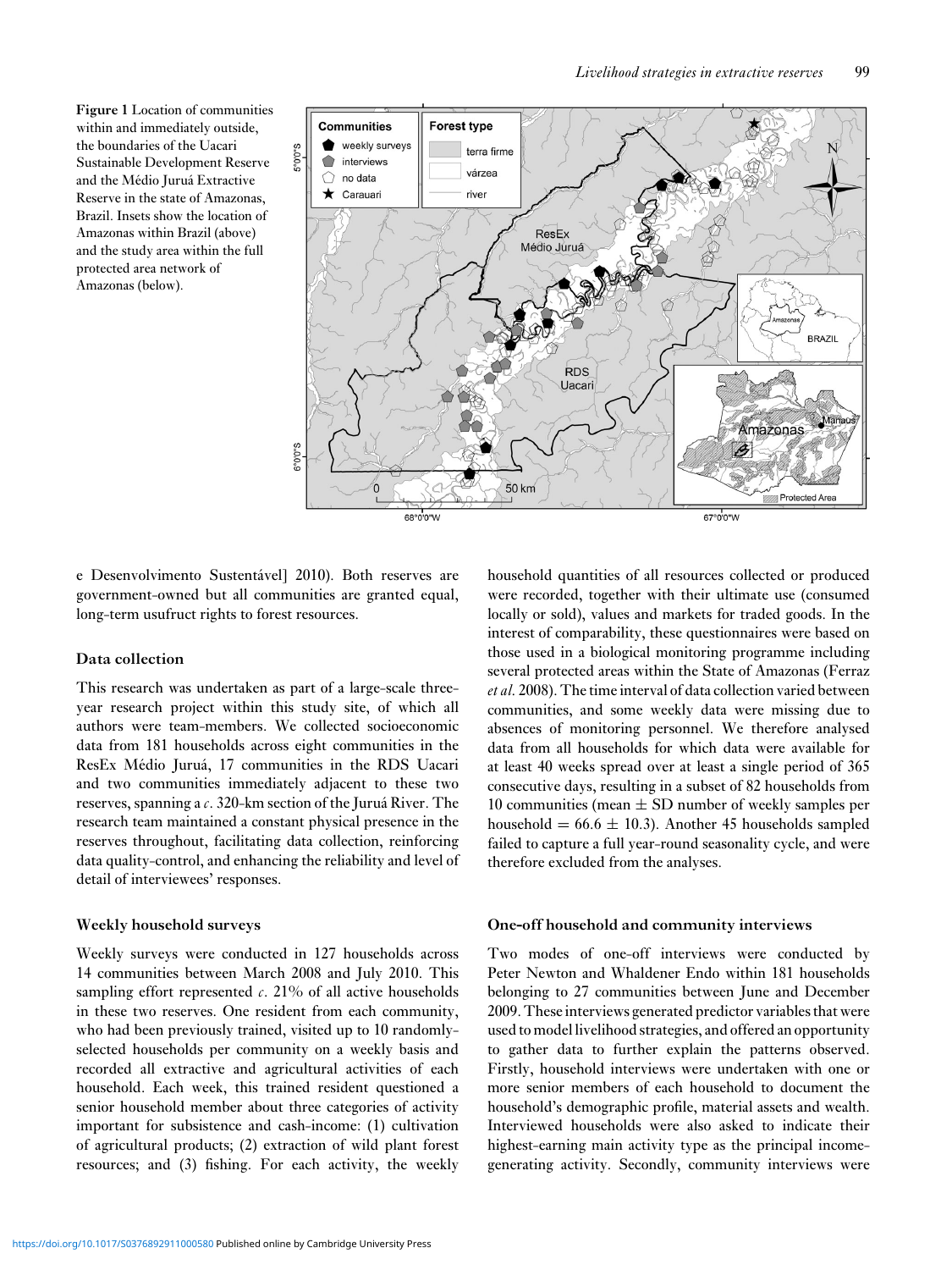Figure 1 Location of communities within and immediately outside, the boundaries of the Uacari Sustainable Development Reserve and the Médio Juruá Extractive Reserve in the state of Amazonas, Brazil. Insets show the location of Amazonas within Brazil (above) and the study area within the full protected area network of Amazonas (below).

e Desenvolvimento Sustentável] 2010). Both reserves are government-owned but all communities are granted equal, long-term usufruct rights to forest resources.

### Data collection

This research was undertaken as part of a large-scale three-year research project within this study site, of which all authors were team-members. We collected socioeconomic data from 181 households across eight communities in the ResEx Médio Juruá, 17 communities in the RDS Uacari and two communities immediately adjacent to these two reserves, spanning a *c*. 320-km section of the Juruá River. The research team maintained a constant physical presence in the reserves throughout, facilitating data collection, reinforcing data quality-control, and enhancing the reliability and level of detail of interviewees' responses.

### Weekly household surveys

Weekly surveys were conducted in 127 households across 14 communities between March 2008 and July 2010. This sampling effort represented *c*. 21% of all active households in these two reserves. One resident from each community, who had been previously trained, visited up to 10 randomly-selected households per community on a weekly basis and recorded all extractive and agricultural activities of each household. Each week, this trained resident questioned a senior household member about three categories of activity important for subsistence and cash-income: (1) cultivation of agricultural products; (2) extraction of wild plant forest resources; and (3) fishing. For each activity, the weekly household quantities of all resources collected or produced were recorded, together with their ultimate use (consumed locally or sold), values and markets for traded goods. In the interest of comparability, these questionnaires were based on those used in a biological monitoring programme including several protected areas within the State of Amazonas (Ferraz *et al.* 2008). The time interval of data collection varied between communities, and some weekly data were missing due to absences of monitoring personnel. We therefore analysed data from all households for which data were available for at least 40 weeks spread over at least a single period of 365 consecutive days, resulting in a subset of 82 households from 10 communities (mean $\pm$ SD number of weekly samples per household $= 66.6 \pm 10.3$). Another 45 households sampled failed to capture a full year-round seasonality cycle, and were therefore excluded from the analyses.

### One-off household and community interviews

Two modes of one-off interviews were conducted by Peter Newton and Whaldener Endo within 181 households belonging to 27 communities between June and December 2009. These interviews generated predictor variables that were used to model livelihood strategies, and offered an opportunity to gather data to further explain the patterns observed. Firstly, household interviews were undertaken with one or more senior members of each household to document the household's demographic profile, material assets and wealth. Interviewed households were also asked to indicate their highest-earning main activity type as the principal income-generating activity. Secondly, community interviews were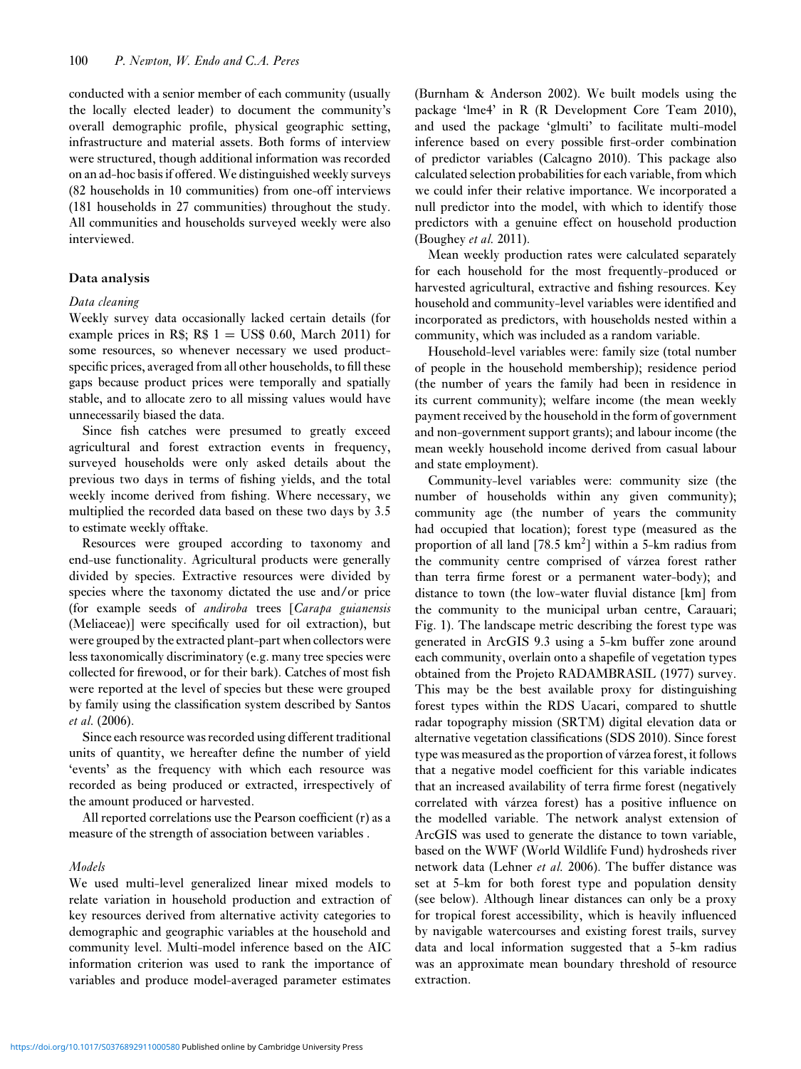conducted with a senior member of each community (usually the locally elected leader) to document the community's overall demographic profile, physical geographic setting, infrastructure and material assets. Both forms of interview were structured, though additional information was recorded on an ad-hoc basis if offered. We distinguished weekly surveys (82 households in 10 communities) from one-off interviews (181 households in 27 communities) throughout the study. All communities and households surveyed weekly were also interviewed.

## Data analysis

### *Data cleaning*

Weekly survey data occasionally lacked certain details (for example prices in R\$; R\$ 1 = US\$ 0.60, March 2011) for some resources, so whenever necessary we used product-specific prices, averaged from all other households, to fill these gaps because product prices were temporally and spatially stable, and to allocate zero to all missing values would have unnecessarily biased the data.

Since fish catches were presumed to greatly exceed agricultural and forest extraction events in frequency, surveyed households were only asked details about the previous two days in terms of fishing yields, and the total weekly income derived from fishing. Where necessary, we multiplied the recorded data based on these two days by 3.5 to estimate weekly offtake.

Resources were grouped according to taxonomy and end-use functionality. Agricultural products were generally divided by species. Extractive resources were divided by species where the taxonomy dictated the use and/or price (for example seeds of *andiroba* trees [*Carapa guianensis* (Meliaceae)] were specifically used for oil extraction), but were grouped by the extracted plant-part when collectors were less taxonomically discriminatory (e.g. many tree species were collected for firewood, or for their bark). Catches of most fish were reported at the level of species but these were grouped by family using the classification system described by Santos *et al.* (2006).

Since each resource was recorded using different traditional units of quantity, we hereafter define the number of yield 'events' as the frequency with which each resource was recorded as being produced or extracted, irrespectively of the amount produced or harvested.

All reported correlations use the Pearson coefficient (r) as a measure of the strength of association between variables .

### *Models*

We used multi-level generalized linear mixed models to relate variation in household production and extraction of key resources derived from alternative activity categories to demographic and geographic variables at the household and community level. Multi-model inference based on the AIC information criterion was used to rank the importance of variables and produce model-averaged parameter estimates (Burnham & Anderson 2002). We built models using the package 'lme4' in R (R Development Core Team 2010), and used the package 'glmulti' to facilitate multi-model inference based on every possible first-order combination of predictor variables (Calcagno 2010). This package also calculated selection probabilities for each variable, from which we could infer their relative importance. We incorporated a null predictor into the model, with which to identify those predictors with a genuine effect on household production (Boughey *et al.* 2011).

Mean weekly production rates were calculated separately for each household for the most frequently-produced or harvested agricultural, extractive and fishing resources. Key household and community-level variables were identified and incorporated as predictors, with households nested within a community, which was included as a random variable.

Household-level variables were: family size (total number of people in the household membership); residence period (the number of years the family had been in residence in its current community); welfare income (the mean weekly payment received by the household in the form of government and non-government support grants); and labour income (the mean weekly household income derived from casual labour and state employment).

Community-level variables were: community size (the number of households within any given community); community age (the number of years the community had occupied that location); forest type (measured as the proportion of all land [78.5 $km^2$] within a 5-km radius from the community centre comprised of várzea forest rather than terra firme forest or a permanent water-body); and distance to town (the low-water fluvial distance [km] from the community to the municipal urban centre, Carauari; Fig. 1). The landscape metric describing the forest type was generated in ArcGIS 9.3 using a 5-km buffer zone around each community, overlain onto a shapefile of vegetation types obtained from the Projeto RADAMBRASIL (1977) survey. This may be the best available proxy for distinguishing forest types within the RDS Uacari, compared to shuttle radar topography mission (SRTM) digital elevation data or alternative vegetation classifications (SDS 2010). Since forest type was measured as the proportion of várzea forest, it follows that a negative model coefficient for this variable indicates that an increased availability of terra firme forest (negatively correlated with várzea forest) has a positive influence on the modelled variable. The network analyst extension of ArcGIS was used to generate the distance to town variable, based on the WWF (World Wildlife Fund) hydrosheds river network data (Lehner *et al.* 2006). The buffer distance was set at 5-km for both forest type and population density (see below). Although linear distances can only be a proxy for tropical forest accessibility, which is heavily influenced by navigable watercourses and existing forest trails, survey data and local information suggested that a 5-km radius was an approximate mean boundary threshold of resource extraction.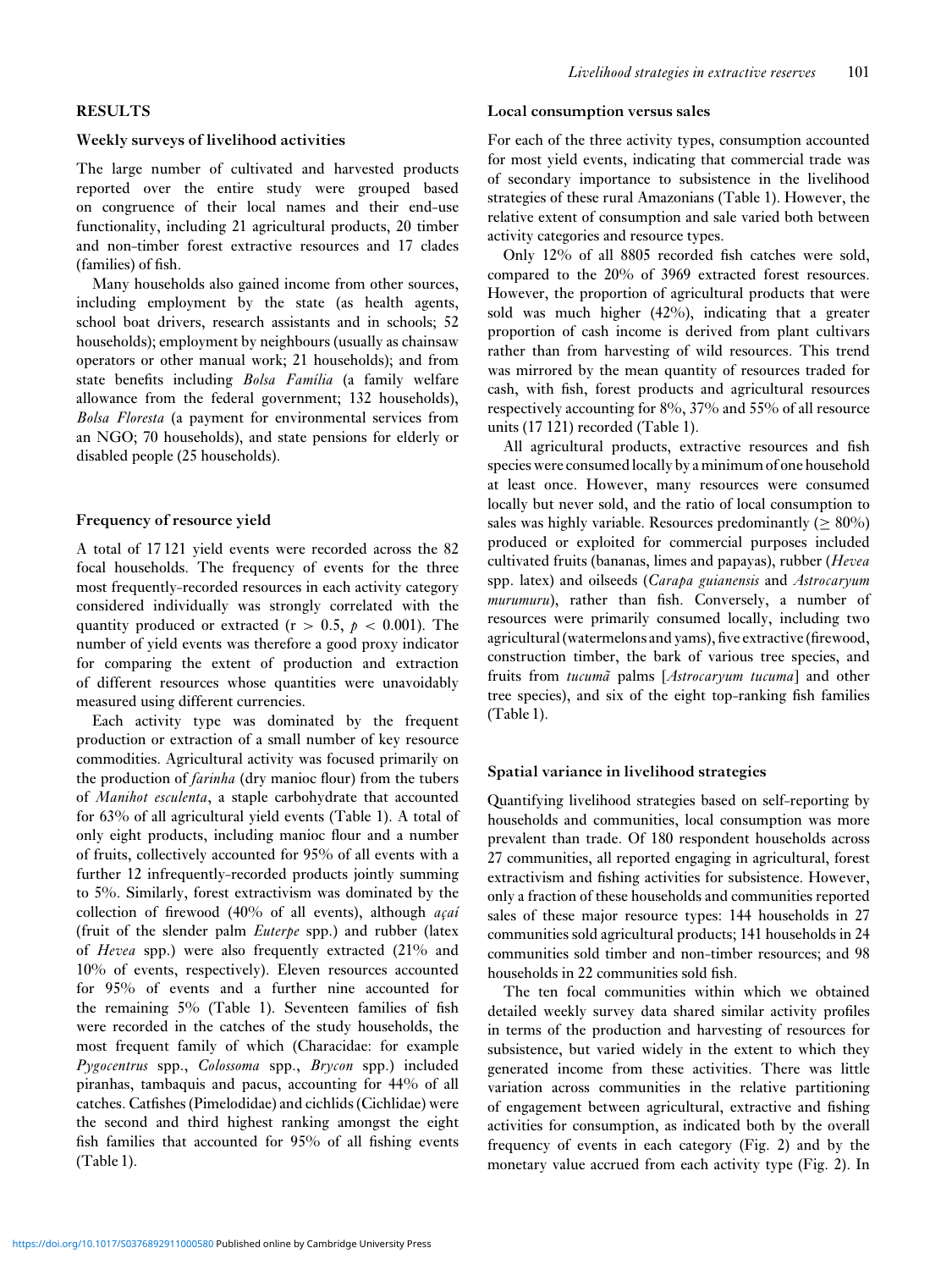## RESULTS

### Weekly surveys of livelihood activities

The large number of cultivated and harvested products reported over the entire study were grouped based on congruence of their local names and their end-use functionality, including 21 agricultural products, 20 timber and non-timber forest extractive resources and 17 clades (families) of fish.

Many households also gained income from other sources, including employment by the state (as health agents, school boat drivers, research assistants and in schools; 52 households); employment by neighbours (usually as chainsaw operators or other manual work; 21 households); and from state benefits including *Bolsa Família* (a family welfare allowance from the federal government; 132 households), *Bolsa Floresta* (a payment for environmental services from an NGO; 70 households), and state pensions for elderly or disabled people (25 households).

### Frequency of resource yield

A total of 17 121 yield events were recorded across the 82 focal households. The frequency of events for the three most frequently-recorded resources in each activity category considered individually was strongly correlated with the quantity produced or extracted ($r > 0.5$, $p < 0.001$). The number of yield events was therefore a good proxy indicator for comparing the extent of production and extraction of different resources whose quantities were unavoidably measured using different currencies.

Each activity type was dominated by the frequent production or extraction of a small number of key resource commodities. Agricultural activity was focused primarily on the production of *farinha* (dry manioc flour) from the tubers of *Manihot esculenta*, a staple carbohydrate that accounted for 63% of all agricultural yield events (Table 1). A total of only eight products, including manioc flour and a number of fruits, collectively accounted for 95% of all events with a further 12 infrequently-recorded products jointly summing to 5%. Similarly, forest extractivism was dominated by the collection of firewood (40% of all events), although *açaí* (fruit of the slender palm *Euterpe* spp.) and rubber (latex of *Hevea* spp.) were also frequently extracted (21% and 10% of events, respectively). Eleven resources accounted for 95% of events and a further nine accounted for the remaining 5% (Table 1). Seventeen families of fish were recorded in the catches of the study households, the most frequent family of which (Characidae: for example *Pygocentrus* spp., *Colossoma* spp., *Brycon* spp.) included piranhas, tambaquis and pacus, accounting for 44% of all catches. Catfishes (Pimelodidae) and cichlids (Cichlidae) were the second and third highest ranking amongst the eight fish families that accounted for 95% of all fishing events (Table 1).

### Local consumption versus sales

For each of the three activity types, consumption accounted for most yield events, indicating that commercial trade was of secondary importance to subsistence in the livelihood strategies of these rural Amazonians (Table 1). However, the relative extent of consumption and sale varied both between activity categories and resource types.

Only 12% of all 8805 recorded fish catches were sold, compared to the 20% of 3969 extracted forest resources. However, the proportion of agricultural products that were sold was much higher (42%), indicating that a greater proportion of cash income is derived from plant cultivars rather than from harvesting of wild resources. This trend was mirrored by the mean quantity of resources traded for cash, with fish, forest products and agricultural resources respectively accounting for 8%, 37% and 55% of all resource units (17 121) recorded (Table 1).

All agricultural products, extractive resources and fish species were consumed locally by a minimum of one household at least once. However, many resources were consumed locally but never sold, and the ratio of local consumption to sales was highly variable. Resources predominantly ($\geq 80\%$) produced or exploited for commercial purposes included cultivated fruits (bananas, limes and papayas), rubber (*Hevea* spp. latex) and oilseeds (*Carapa guianensis* and *Astrocaryum murumuru*), rather than fish. Conversely, a number of resources were primarily consumed locally, including two agricultural (watermelons and yams), five extractive (firewood, construction timber, the bark of various tree species, and fruits from *tucumã* palms [*Astrocaryum tucuma*] and other tree species), and six of the eight top-ranking fish families (Table 1).

### Spatial variance in livelihood strategies

Quantifying livelihood strategies based on self-reporting by households and communities, local consumption was more prevalent than trade. Of 180 respondent households across 27 communities, all reported engaging in agricultural, forest extractivism and fishing activities for subsistence. However, only a fraction of these households and communities reported sales of these major resource types: 144 households in 27 communities sold agricultural products; 141 households in 24 communities sold timber and non-timber resources; and 98 households in 22 communities sold fish.

The ten focal communities within which we obtained detailed weekly survey data shared similar activity profiles in terms of the production and harvesting of resources for subsistence, but varied widely in the extent to which they generated income from these activities. There was little variation across communities in the relative partitioning of engagement between agricultural, extractive and fishing activities for consumption, as indicated both by the overall frequency of events in each category (Fig. 2) and by the monetary value accrued from each activity type (Fig. 2). In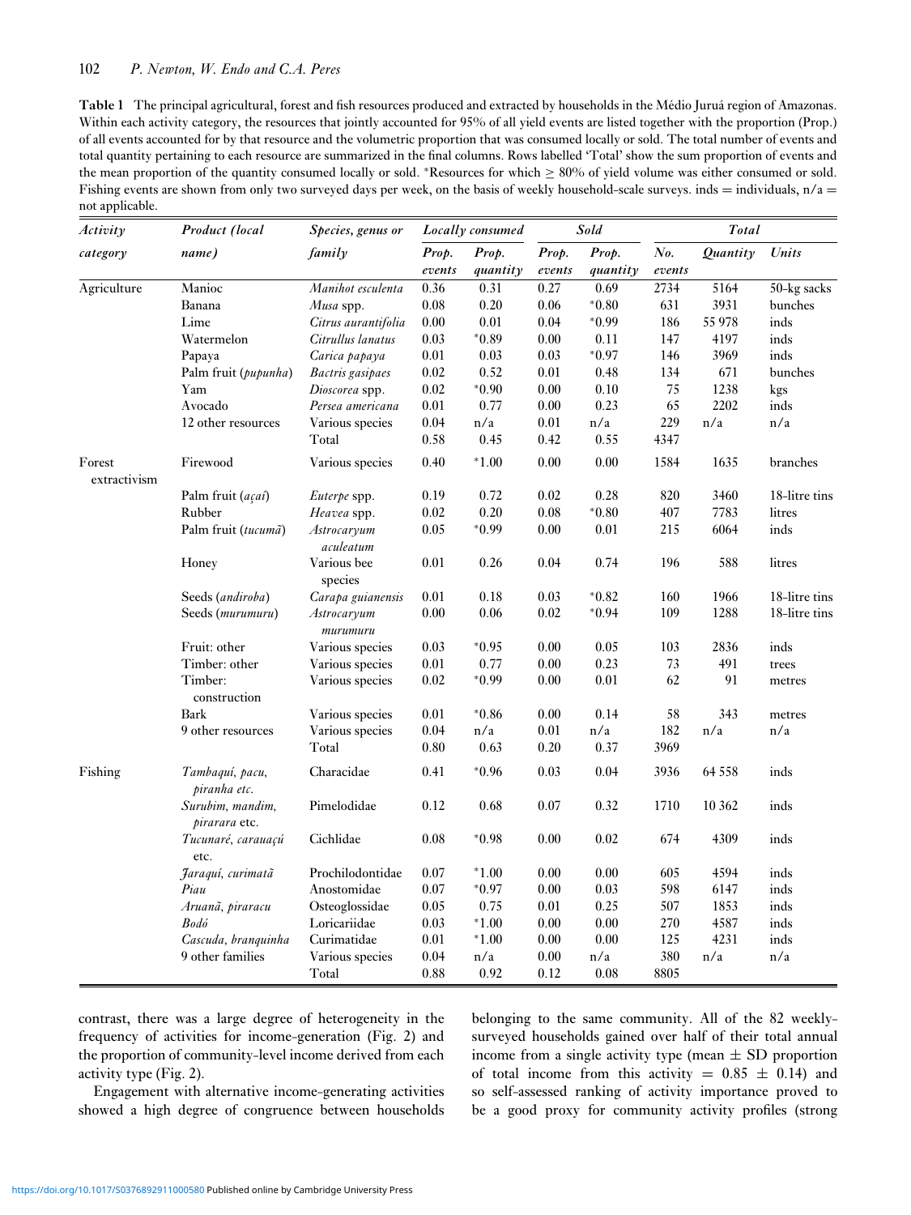**Table 1** The principal agricultural, forest and fish resources produced and extracted by households in the Médio Juruá region of Amazonas. Within each activity category, the resources that jointly accounted for 95% of all yield events are listed together with the proportion (Prop.) of all events accounted for by that resource and the volumetric proportion that was consumed locally or sold. The total number of events and total quantity pertaining to each resource are summarized in the final columns. Rows labelled 'Total' show the sum proportion of events and the mean proportion of the quantity consumed locally or sold. *Resources for which ≥ 80% of yield volume was either consumed or sold. Fishing events are shown from only two surveyed days per week, on the basis of weekly household-scale surveys. inds = individuals, n/a = not applicable.

| *Activity category* | *Product (local name)* | *Species, genus or family* | *Locally consumed* | | *Sold* | | *Total* | | |
|---|---|---|---|---|---|---|---|---|---|
| | | | *Prop. events* | *Prop. quantity* | *Prop. events* | *Prop. quantity* | *No. events* | *Quantity* | *Units* |
| Agriculture | Manioc | *Manihot esculenta* | 0.36 | 0.31 | 0.27 | 0.69 | 2734 | 5164 | 50-kg sacks |
| | Banana | *Musa* spp. | 0.08 | 0.20 | 0.06 | *0.80 | 631 | 3931 | bunches |
| | Lime | *Citrus aurantifolia* | 0.00 | 0.01 | 0.04 | *0.99 | 186 | 55 978 | inds |
| | Watermelon | *Citrullus lanatus* | 0.03 | *0.89 | 0.00 | 0.11 | 147 | 4197 | inds |
| | Papaya | *Carica papaya* | 0.01 | 0.03 | 0.03 | *0.97 | 146 | 3969 | inds |
| | Palm fruit (*pupunha*) | *Bactris gasipaes* | 0.02 | 0.52 | 0.01 | 0.48 | 134 | 671 | bunches |
| | Yam | *Dioscorea* spp. | 0.02 | *0.90 | 0.00 | 0.10 | 75 | 1238 | kgs |
| | Avocado | *Persea americana* | 0.01 | 0.77 | 0.00 | 0.23 | 65 | 2202 | inds |
| | 12 other resources | Various species | 0.04 | n/a | 0.01 | n/a | 229 | n/a | n/a |
| | | Total | 0.58 | 0.45 | 0.42 | 0.55 | 4347 | | |
| Forest extractivism | Firewood | Various species | 0.40 | *1.00 | 0.00 | 0.00 | 1584 | 1635 | branches |
| | Palm fruit (*açaí*) | *Euterpe* spp. | 0.19 | 0.72 | 0.02 | 0.28 | 820 | 3460 | 18-litre tins |
| | Rubber | *Heavea* spp. | 0.02 | 0.20 | 0.08 | *0.80 | 407 | 7783 | litres |
| | Palm fruit (*tucumã*) | *Astrocaryum aculeatum* | 0.05 | *0.99 | 0.00 | 0.01 | 215 | 6064 | inds |
| | Honey | Various bee species | 0.01 | 0.26 | 0.04 | 0.74 | 196 | 588 | litres |
| | Seeds (*andiroba*) | *Carapa guianensis* | 0.01 | 0.18 | 0.03 | *0.82 | 160 | 1966 | 18-litre tins |
| | Seeds (*murumuru*) | *Astrocaryum murumuru* | 0.00 | 0.06 | 0.02 | *0.94 | 109 | 1288 | 18-litre tins |
| | Fruit: other | Various species | 0.03 | *0.95 | 0.00 | 0.05 | 103 | 2836 | inds |
| | Timber: other | Various species | 0.01 | 0.77 | 0.00 | 0.23 | 73 | 491 | trees |
| | Timber: construction | Various species | 0.02 | *0.99 | 0.00 | 0.01 | 62 | 91 | metres |
| | Bark | Various species | 0.01 | *0.86 | 0.00 | 0.14 | 58 | 343 | metres |
| | 9 other resources | Various species | 0.04 | n/a | 0.01 | n/a | 182 | n/a | n/a |
| | | Total | 0.80 | 0.63 | 0.20 | 0.37 | 3969 | | |
| Fishing | *Tambaquí, pacu, piranha etc.* | Characidae | 0.41 | *0.96 | 0.03 | 0.04 | 3936 | 64 558 | inds |
| | *Surubim, mandim, pirarara* etc. | Pimelodidae | 0.12 | 0.68 | 0.07 | 0.32 | 1710 | 10 362 | inds |
| | *Tucunaré, carauaçú* etc. | Cichlidae | 0.08 | *0.98 | 0.00 | 0.02 | 674 | 4309 | inds |
| | *Jaraquí, curimatã* | Prochilodontidae | 0.07 | *1.00 | 0.00 | 0.00 | 605 | 4594 | inds |
| | *Piau* | Anostomidae | 0.07 | *0.97 | 0.00 | 0.03 | 598 | 6147 | inds |
| | *Aruanã, piraracu* | Osteoglossidae | 0.05 | 0.75 | 0.01 | 0.25 | 507 | 1853 | inds |
| | *Bodó* | Loricariidae | 0.03 | *1.00 | 0.00 | 0.00 | 270 | 4587 | inds |
| | *Cascuda, branquinha* | Curimatidae | 0.01 | *1.00 | 0.00 | 0.00 | 125 | 4231 | inds |
| | 9 other families | Various species | 0.04 | n/a | 0.00 | n/a | 380 | n/a | n/a |
| | | Total | 0.88 | 0.92 | 0.12 | 0.08 | 8805 | | |

contrast, there was a large degree of heterogeneity in the frequency of activities for income-generation (Fig. 2) and the proportion of community-level income derived from each activity type (Fig. 2).

Engagement with alternative income-generating activities showed a high degree of congruence between households belonging to the same community. All of the 82 weekly-surveyed households gained over half of their total annual income from a single activity type (mean ± SD proportion of total income from this activity = 0.85 ± 0.14) and so self-assessed ranking of activity importance proved to be a good proxy for community activity profiles (strong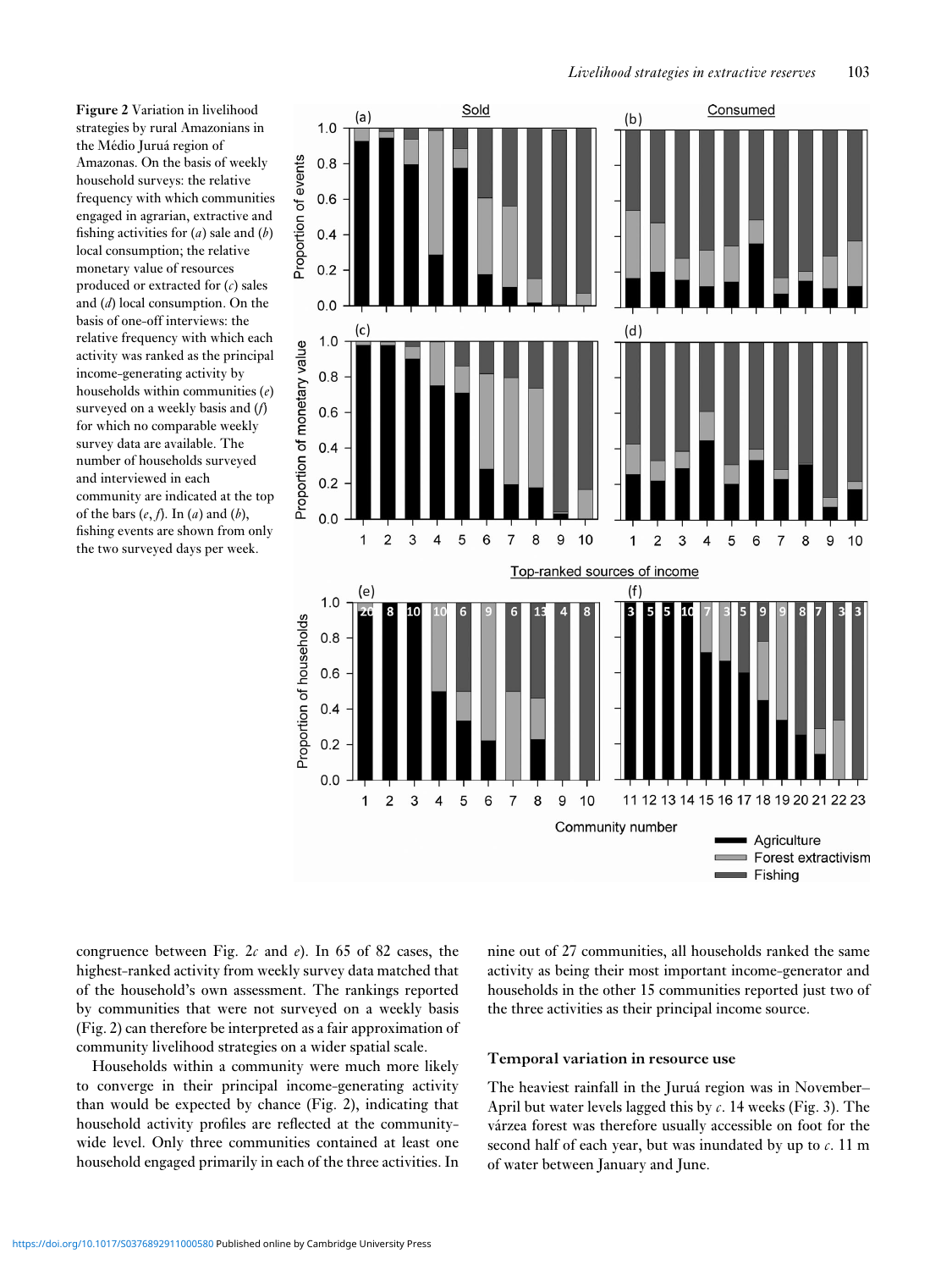**Figure 2** Variation in livelihood strategies by rural Amazonians in the Médio Juruá region of Amazonas. On the basis of weekly household surveys: the relative frequency with which communities engaged in agrarian, extractive and fishing activities for (*a*) sale and (*b*) local consumption; the relative monetary value of resources produced or extracted for (*c*) sales and (*d*) local consumption. On the basis of one-off interviews: the relative frequency with which each activity was ranked as the principal income-generating activity by households within communities (*e*) surveyed on a weekly basis and (*f*) for which no comparable weekly survey data are available. The number of households surveyed and interviewed in each community are indicated at the top of the bars (*e*, *f*). In (*a*) and (*b*), fishing events are shown from only the two surveyed days per week.

congruence between Fig. 2*c* and *e*). In 65 of 82 cases, the highest-ranked activity from weekly survey data matched that of the household's own assessment. The rankings reported by communities that were not surveyed on a weekly basis (Fig. 2) can therefore be interpreted as a fair approximation of community livelihood strategies on a wider spatial scale.

Households within a community were much more likely to converge in their principal income-generating activity than would be expected by chance (Fig. 2), indicating that household activity profiles are reflected at the community-wide level. Only three communities contained at least one household engaged primarily in each of the three activities. In nine out of 27 communities, all households ranked the same activity as being their most important income-generator and households in the other 15 communities reported just two of the three activities as their principal income source.

### Temporal variation in resource use

The heaviest rainfall in the Juruá region was in November–April but water levels lagged this by *c*. 14 weeks (Fig. 3). The várzea forest was therefore usually accessible on foot for the second half of each year, but was inundated by up to *c*. 11 m of water between January and June.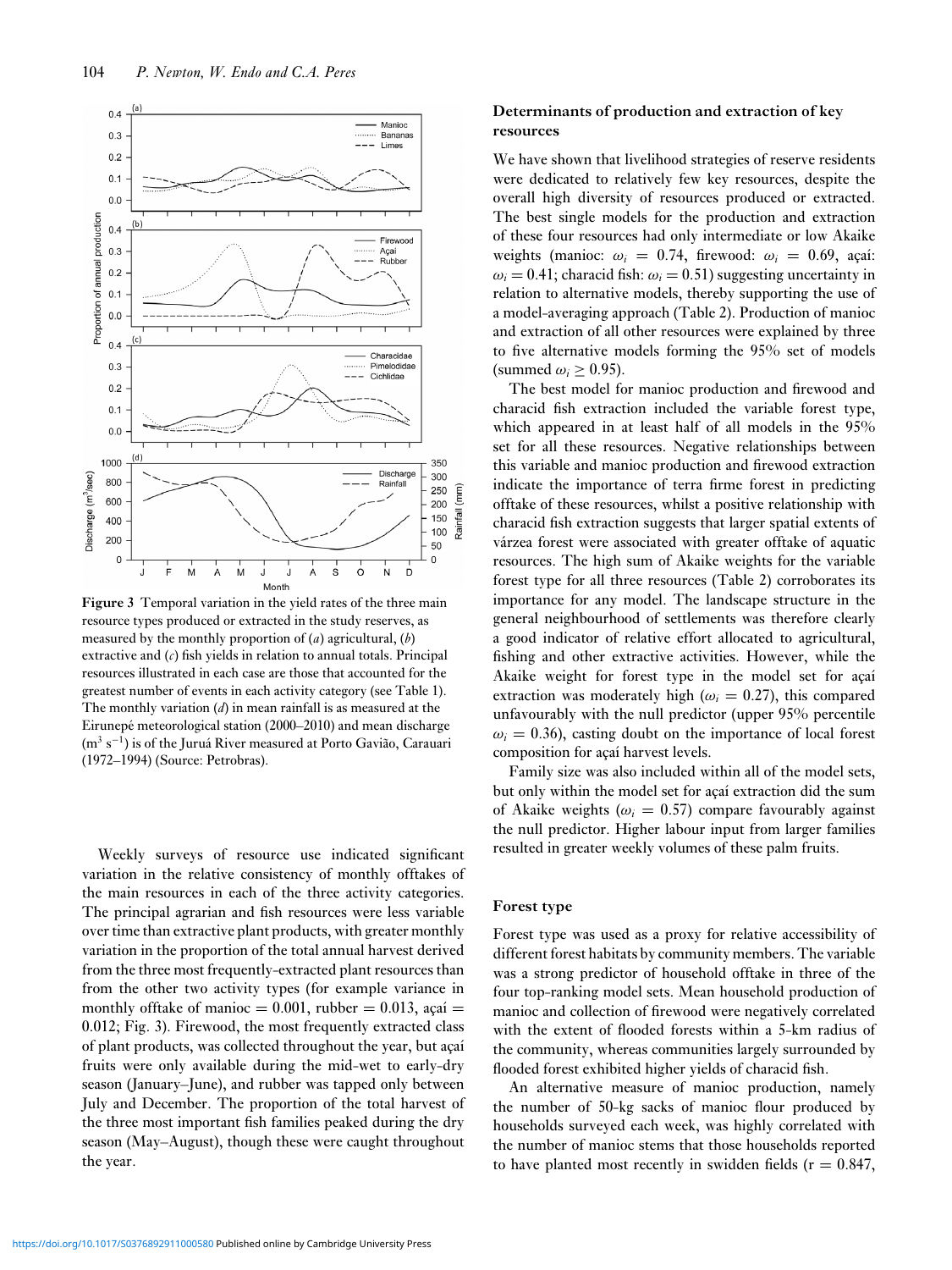Figure 3 Temporal variation in the yield rates of the three main resource types produced or extracted in the study reserves, as measured by the monthly proportion of (*a*) agricultural, (*b*) extractive and (*c*) fish yields in relation to annual totals. Principal resources illustrated in each case are those that accounted for the greatest number of events in each activity category (see Table 1). The monthly variation (*d*) in mean rainfall is as measured at the Eirunepé meteorological station (2000–2010) and mean discharge ($m^3 s^{-1}$) is of the Juruá River measured at Porto Gavião, Carauari (1972–1994) (Source: Petrobras).

Weekly surveys of resource use indicated significant variation in the relative consistency of monthly offtakes of the main resources in each of the three activity categories. The principal agrarian and fish resources were less variable over time than extractive plant products, with greater monthly variation in the proportion of the total annual harvest derived from the three most frequently-extracted plant resources than from the other two activity types (for example variance in monthly offtake of manioc = 0.001, rubber = 0.013, açaí = 0.012; Fig. 3). Firewood, the most frequently extracted class of plant products, was collected throughout the year, but açaí fruits were only available during the mid-wet to early-dry season (January–June), and rubber was tapped only between July and December. The proportion of the total harvest of the three most important fish families peaked during the dry season (May–August), though these were caught throughout the year.

## Determinants of production and extraction of key resources

We have shown that livelihood strategies of reserve residents were dedicated to relatively few key resources, despite the overall high diversity of resources produced or extracted. The best single models for the production and extraction of these four resources had only intermediate or low Akaike weights (manioc: $\omega_i = 0.74$, firewood: $\omega_i = 0.69$, açaí: $\omega_i = 0.41$; characid fish: $\omega_i = 0.51$) suggesting uncertainty in relation to alternative models, thereby supporting the use of a model-averaging approach (Table 2). Production of manioc and extraction of all other resources were explained by three to five alternative models forming the 95% set of models (summed $\omega_i \geq 0.95$).

The best model for manioc production and firewood and characid fish extraction included the variable forest type, which appeared in at least half of all models in the 95% set for all these resources. Negative relationships between this variable and manioc production and firewood extraction indicate the importance of terra firme forest in predicting offtake of these resources, whilst a positive relationship with characid fish extraction suggests that larger spatial extents of várzea forest were associated with greater offtake of aquatic resources. The high sum of Akaike weights for the variable forest type for all three resources (Table 2) corroborates its importance for any model. The landscape structure in the general neighbourhood of settlements was therefore clearly a good indicator of relative effort allocated to agricultural, fishing and other extractive activities. However, while the Akaike weight for forest type in the model set for açaí extraction was moderately high ($\omega_i = 0.27$), this compared unfavourably with the null predictor (upper 95% percentile $\omega_i = 0.36$), casting doubt on the importance of local forest composition for açaí harvest levels.

Family size was also included within all of the model sets, but only within the model set for açaí extraction did the sum of Akaike weights ($\omega_i = 0.57$) compare favourably against the null predictor. Higher labour input from larger families resulted in greater weekly volumes of these palm fruits.

## Forest type

Forest type was used as a proxy for relative accessibility of different forest habitats by community members. The variable was a strong predictor of household offtake in three of the four top-ranking model sets. Mean household production of manioc and collection of firewood were negatively correlated with the extent of flooded forests within a 5-km radius of the community, whereas communities largely surrounded by flooded forest exhibited higher yields of characid fish.

An alternative measure of manioc production, namely the number of 50-kg sacks of manioc flour produced by households surveyed each week, was highly correlated with the number of manioc stems that those households reported to have planted most recently in swidden fields (r = 0.847,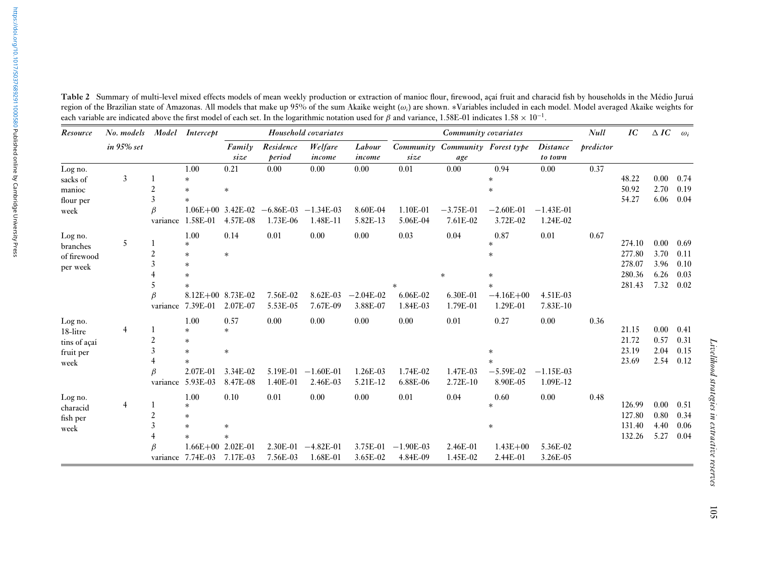**Table 2** Summary of multi-level mixed effects models of mean weekly production or extraction of manioc flour, firewood, açaí fruit and characid fish by households in the Médio Juruá region of the Brazilian state of Amazonas. All models that make up 95% of the sum Akaike weight ($\omega_i$) are shown. *Variables included in each model. Model averaged Akaike weights for each variable are indicated above the first model of each set. In the logarithmic notation used for $\beta$ and variance, 1.58E-01 indicates $1.58 \times 10^{-1}$.

| *Resource* | *No. models in 95% set* | *Model* | *Intercept* | *Household covariates* | | | | *Community covariates* | | | | *Null predictor* | *IC* | $\Delta$ *IC* | $\omega_i$ |
|---|---|---|---|---|---|---|---|---|---|---|---|---|---|---|---|
| | | | | *Family size* | *Residence period* | *Welfare income* | *Labour income* | *Community size* | *Community age* | *Forest type* | *Distance to town* | | | | |
| Log no. sacks of manioc flour per week | | | 1.00 | 0.21 | 0.00 | 0.00 | 0.00 | 0.01 | 0.00 | 0.94 | 0.00 | 0.37 | | | |
| | 3 | 1 | * | | | | | | | * | | | 48.22 | 0.00 | 0.74 |
| | | 2 | * | * | | | | | | * | | | 50.92 | 2.70 | 0.19 |
| | | 3 | * | | | | | | | | | | 54.27 | 6.06 | 0.04 |
| | | $\beta$ | 1.06E+00 | 3.42E-02 | −6.86E-03 | −1.34E-03 | 8.60E-04 | 1.10E-01 | −3.75E-01 | −2.60E-01 | −1.43E-01 | | | | |
| | | variance | 1.58E-01 | 4.57E-08 | 1.73E-06 | 1.48E-11 | 5.82E-13 | 5.06E-04 | 7.61E-02 | 3.72E-02 | 1.24E-02 | | | | |
| Log no. branches of firewood per week | | | 1.00 | 0.14 | 0.01 | 0.00 | 0.00 | 0.03 | 0.04 | 0.87 | 0.01 | 0.67 | | | |
| | 5 | 1 | * | | | | | | | * | | | 274.10 | 0.00 | 0.69 |
| | | 2 | * | * | | | | | | * | | | 277.80 | 3.70 | 0.11 |
| | | 3 | * | | | | | | | | | | 278.07 | 3.96 | 0.10 |
| | | 4 | * | | | | | | * | * | | | 280.36 | 6.26 | 0.03 |
| | | 5 | * | | | | | * | | * | | | 281.43 | 7.32 | 0.02 |
| | | $\beta$ | 8.12E+00 | 8.73E-02 | 7.56E-02 | 8.62E-03 | −2.04E-02 | 6.06E-02 | 6.30E-01 | −4.16E+00 | 4.51E-03 | | | | |
| | | variance | 7.39E-01 | 2.07E-07 | 5.53E-05 | 7.67E-09 | 3.88E-07 | 1.84E-03 | 1.79E-01 | 1.29E-01 | 7.83E-10 | | | | |
| Log no. 18-litre tins of açaí fruit per week | | | 1.00 | 0.57 | 0.00 | 0.00 | 0.00 | 0.00 | 0.01 | 0.27 | 0.00 | 0.36 | | | |
| | 4 | 1 | * | * | | | | | | | | | 21.15 | 0.00 | 0.41 |
| | | 2 | * | | | | | | | | | | 21.72 | 0.57 | 0.31 |
| | | 3 | * | * | | | | | | * | | | 23.19 | 2.04 | 0.15 |
| | | 4 | * | | | | | | | * | | | 23.69 | 2.54 | 0.12 |
| | | $\beta$ | 2.07E-01 | 3.34E-02 | 5.19E-01 | −1.60E-01 | 1.26E-03 | 1.74E-02 | 1.47E-03 | −5.59E-02 | −1.15E-03 | | | | |
| | | variance | 5.93E-03 | 8.47E-08 | 1.40E-01 | 2.46E-03 | 5.21E-12 | 6.88E-06 | 2.72E-10 | 8.90E-05 | 1.09E-12 | | | | |
| Log no. characid fish per week | | | 1.00 | 0.10 | 0.01 | 0.00 | 0.00 | 0.01 | 0.04 | 0.60 | 0.00 | 0.48 | | | |
| | 4 | 1 | * | | | | | | | * | | | 126.99 | 0.00 | 0.51 |
| | | 2 | * | | | | | | | | | | 127.80 | 0.80 | 0.34 |
| | | 3 | * | * | | | | | | * | | | 131.40 | 4.40 | 0.06 |
| | | 4 | * | * | | | | | | | | | 132.26 | 5.27 | 0.04 |
| | | $\beta$ | 1.66E+00 | 2.02E-01 | 2.30E-01 | −4.82E-01 | 3.75E-01 | −1.90E-03 | 2.46E-01 | 1.43E+00 | 5.36E-02 | | | | |
| | | variance | 7.74E-03 | 7.17E-03 | 7.56E-03 | 1.68E-01 | 3.65E-02 | 4.84E-09 | 1.45E-02 | 2.44E-01 | 3.26E-05 | | | | |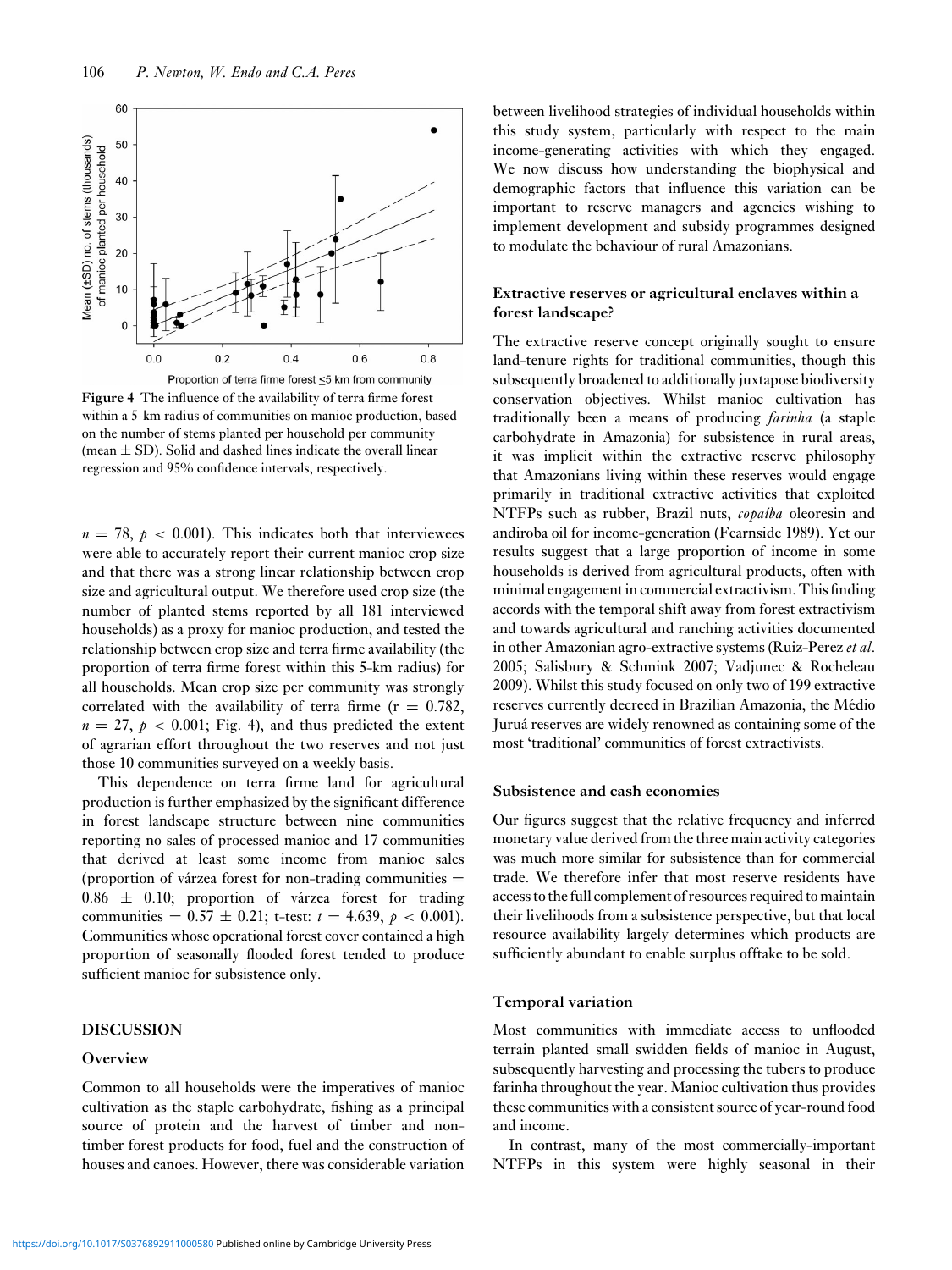Figure 4 The influence of the availability of terra firme forest within a 5-km radius of communities on manioc production, based on the number of stems planted per household per community (mean ± SD). Solid and dashed lines indicate the overall linear regression and 95% confidence intervals, respectively.

$n = 78$, $p < 0.001$). This indicates both that interviewees were able to accurately report their current manioc crop size and that there was a strong linear relationship between crop size and agricultural output. We therefore used crop size (the number of planted stems reported by all 181 interviewed households) as a proxy for manioc production, and tested the relationship between crop size and terra firme availability (the proportion of terra firme forest within this 5-km radius) for all households. Mean crop size per community was strongly correlated with the availability of terra firme ($r = 0.782$, $n = 27$, $p < 0.001$; Fig. 4), and thus predicted the extent of agrarian effort throughout the two reserves and not just those 10 communities surveyed on a weekly basis.

This dependence on terra firme land for agricultural production is further emphasized by the significant difference in forest landscape structure between nine communities reporting no sales of processed manioc and 17 communities that derived at least some income from manioc sales (proportion of várzea forest for non-trading communities = $0.86 \pm 0.10$; proportion of várzea forest for trading communities = $0.57 \pm 0.21$; t-test: $t = 4.639$, $p < 0.001$). Communities whose operational forest cover contained a high proportion of seasonally flooded forest tended to produce sufficient manioc for subsistence only.

## DISCUSSION

### Overview

Common to all households were the imperatives of manioc cultivation as the staple carbohydrate, fishing as a principal source of protein and the harvest of timber and non-timber forest products for food, fuel and the construction of houses and canoes. However, there was considerable variation between livelihood strategies of individual households within this study system, particularly with respect to the main income-generating activities with which they engaged. We now discuss how understanding the biophysical and demographic factors that influence this variation can be important to reserve managers and agencies wishing to implement development and subsidy programmes designed to modulate the behaviour of rural Amazonians.

### Extractive reserves or agricultural enclaves within a forest landscape?

The extractive reserve concept originally sought to ensure land-tenure rights for traditional communities, though this subsequently broadened to additionally juxtapose biodiversity conservation objectives. Whilst manioc cultivation has traditionally been a means of producing *farinha* (a staple carbohydrate in Amazonia) for subsistence in rural areas, it was implicit within the extractive reserve philosophy that Amazonians living within these reserves would engage primarily in traditional extractive activities that exploited NTFPs such as rubber, Brazil nuts, *copaíba* oleoresin and andiroba oil for income-generation (Fearnside 1989). Yet our results suggest that a large proportion of income in some households is derived from agricultural products, often with minimal engagement in commercial extractivism. This finding accords with the temporal shift away from forest extractivism and towards agricultural and ranching activities documented in other Amazonian agro-extractive systems (Ruiz-Perez *et al.* 2005; Salisbury & Schmink 2007; Vadjunec & Rocheleau 2009). Whilst this study focused on only two of 199 extractive reserves currently decreed in Brazilian Amazonia, the Médio Juruá reserves are widely renowned as containing some of the most 'traditional' communities of forest extractivists.

### Subsistence and cash economies

Our figures suggest that the relative frequency and inferred monetary value derived from the three main activity categories was much more similar for subsistence than for commercial trade. We therefore infer that most reserve residents have access to the full complement of resources required to maintain their livelihoods from a subsistence perspective, but that local resource availability largely determines which products are sufficiently abundant to enable surplus offtake to be sold.

### Temporal variation

Most communities with immediate access to unflooded terrain planted small swidden fields of manioc in August, subsequently harvesting and processing the tubers to produce farinha throughout the year. Manioc cultivation thus provides these communities with a consistent source of year-round food and income.

In contrast, many of the most commercially-important NTFPs in this system were highly seasonal in their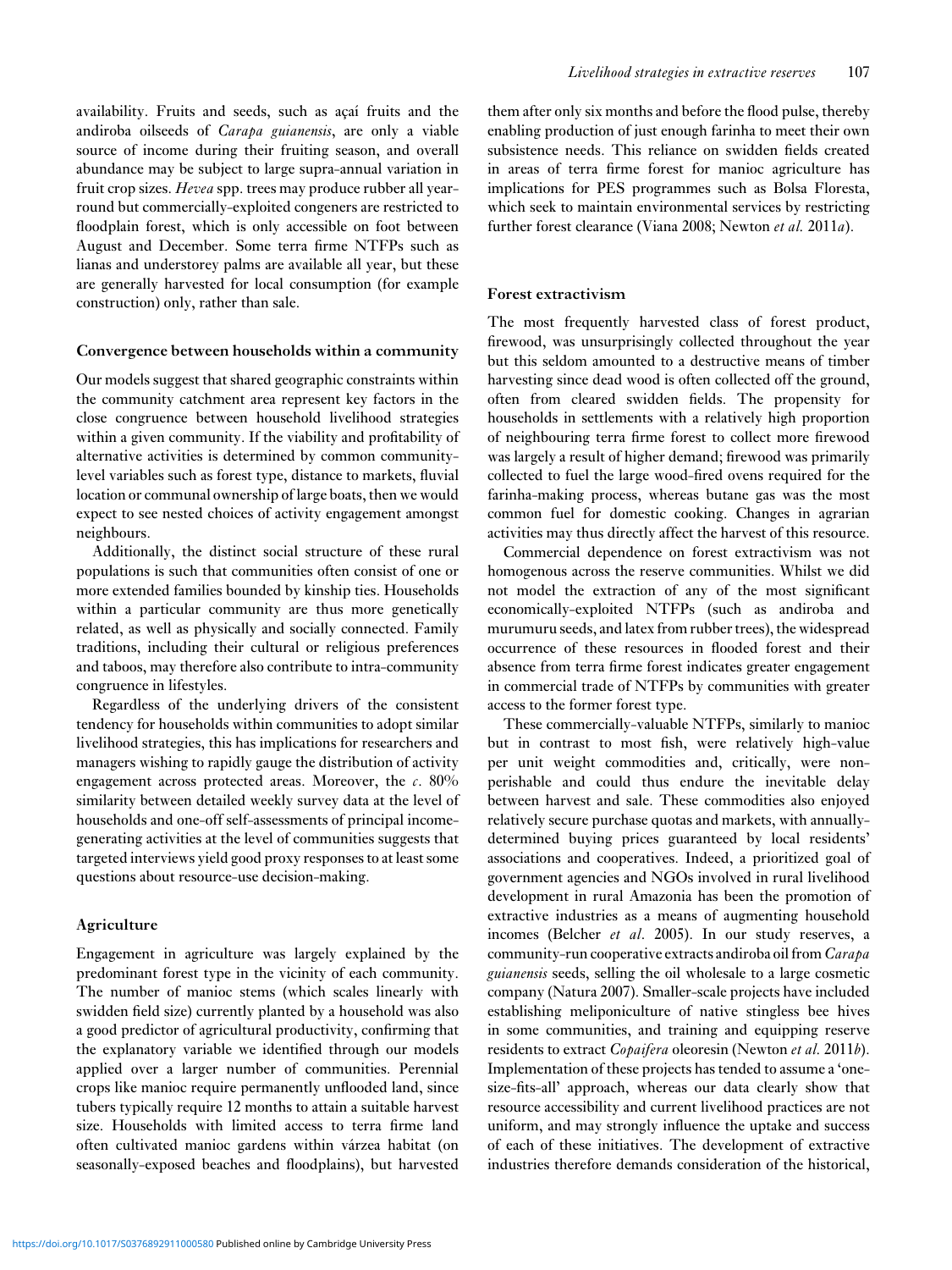availability. Fruits and seeds, such as açaí fruits and the andiroba oilseeds of *Carapa guianensis*, are only a viable source of income during their fruiting season, and overall abundance may be subject to large supra-annual variation in fruit crop sizes. *Hevea* spp. trees may produce rubber all year-round but commercially-exploited congeners are restricted to floodplain forest, which is only accessible on foot between August and December. Some terra firme NTFPs such as lianas and understorey palms are available all year, but these are generally harvested for local consumption (for example construction) only, rather than sale.

### Convergence between households within a community

Our models suggest that shared geographic constraints within the community catchment area represent key factors in the close congruence between household livelihood strategies within a given community. If the viability and profitability of alternative activities is determined by common community-level variables such as forest type, distance to markets, fluvial location or communal ownership of large boats, then we would expect to see nested choices of activity engagement amongst neighbours.

Additionally, the distinct social structure of these rural populations is such that communities often consist of one or more extended families bounded by kinship ties. Households within a particular community are thus more genetically related, as well as physically and socially connected. Family traditions, including their cultural or religious preferences and taboos, may therefore also contribute to intra-community congruence in lifestyles.

Regardless of the underlying drivers of the consistent tendency for households within communities to adopt similar livelihood strategies, this has implications for researchers and managers wishing to rapidly gauge the distribution of activity engagement across protected areas. Moreover, the *c*. 80% similarity between detailed weekly survey data at the level of households and one-off self-assessments of principal income-generating activities at the level of communities suggests that targeted interviews yield good proxy responses to at least some questions about resource-use decision-making.

### Agriculture

Engagement in agriculture was largely explained by the predominant forest type in the vicinity of each community. The number of manioc stems (which scales linearly with swidden field size) currently planted by a household was also a good predictor of agricultural productivity, confirming that the explanatory variable we identified through our models applied over a larger number of communities. Perennial crops like manioc require permanently unflooded land, since tubers typically require 12 months to attain a suitable harvest size. Households with limited access to terra firme land often cultivated manioc gardens within várzea habitat (on seasonally-exposed beaches and floodplains), but harvested them after only six months and before the flood pulse, thereby enabling production of just enough farinha to meet their own subsistence needs. This reliance on swidden fields created in areas of terra firme forest for manioc agriculture has implications for PES programmes such as Bolsa Floresta, which seek to maintain environmental services by restricting further forest clearance (Viana 2008; Newton *et al.* 2011*a*).

### Forest extractivism

The most frequently harvested class of forest product, firewood, was unsurprisingly collected throughout the year but this seldom amounted to a destructive means of timber harvesting since dead wood is often collected off the ground, often from cleared swidden fields. The propensity for households in settlements with a relatively high proportion of neighbouring terra firme forest to collect more firewood was largely a result of higher demand; firewood was primarily collected to fuel the large wood-fired ovens required for the farinha-making process, whereas butane gas was the most common fuel for domestic cooking. Changes in agrarian activities may thus directly affect the harvest of this resource.

Commercial dependence on forest extractivism was not homogenous across the reserve communities. Whilst we did not model the extraction of any of the most significant economically-exploited NTFPs (such as andiroba and murumuru seeds, and latex from rubber trees), the widespread occurrence of these resources in flooded forest and their absence from terra firme forest indicates greater engagement in commercial trade of NTFPs by communities with greater access to the former forest type.

These commercially-valuable NTFPs, similarly to manioc but in contrast to most fish, were relatively high-value per unit weight commodities and, critically, were non-perishable and could thus endure the inevitable delay between harvest and sale. These commodities also enjoyed relatively secure purchase quotas and markets, with annually-determined buying prices guaranteed by local residents' associations and cooperatives. Indeed, a prioritized goal of government agencies and NGOs involved in rural livelihood development in rural Amazonia has been the promotion of extractive industries as a means of augmenting household incomes (Belcher *et al*. 2005). In our study reserves, a community-run cooperative extracts andiroba oil from *Carapa guianensis* seeds, selling the oil wholesale to a large cosmetic company (Natura 2007). Smaller-scale projects have included establishing meliponiculture of native stingless bee hives in some communities, and training and equipping reserve residents to extract *Copaifera* oleoresin (Newton *et al.* 2011*b*). Implementation of these projects has tended to assume a 'one-size-fits-all' approach, whereas our data clearly show that resource accessibility and current livelihood practices are not uniform, and may strongly influence the uptake and success of each of these initiatives. The development of extractive industries therefore demands consideration of the historical,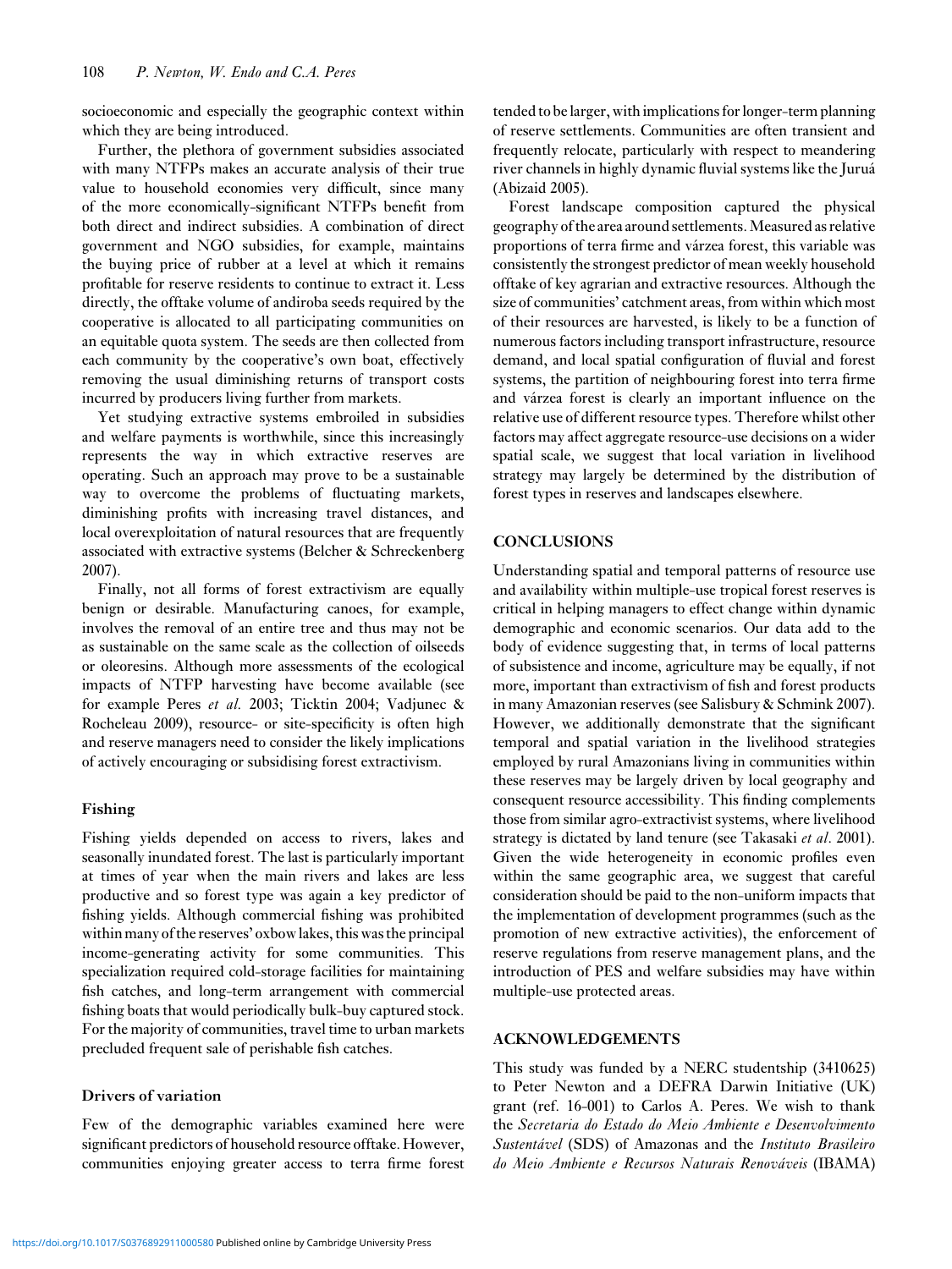socioeconomic and especially the geographic context within which they are being introduced.

Further, the plethora of government subsidies associated with many NTFPs makes an accurate analysis of their true value to household economies very difficult, since many of the more economically-significant NTFPs benefit from both direct and indirect subsidies. A combination of direct government and NGO subsidies, for example, maintains the buying price of rubber at a level at which it remains profitable for reserve residents to continue to extract it. Less directly, the offtake volume of andiroba seeds required by the cooperative is allocated to all participating communities on an equitable quota system. The seeds are then collected from each community by the cooperative's own boat, effectively removing the usual diminishing returns of transport costs incurred by producers living further from markets.

Yet studying extractive systems embroiled in subsidies and welfare payments is worthwhile, since this increasingly represents the way in which extractive reserves are operating. Such an approach may prove to be a sustainable way to overcome the problems of fluctuating markets, diminishing profits with increasing travel distances, and local overexploitation of natural resources that are frequently associated with extractive systems (Belcher & Schreckenberg 2007).

Finally, not all forms of forest extractivism are equally benign or desirable. Manufacturing canoes, for example, involves the removal of an entire tree and thus may not be as sustainable on the same scale as the collection of oilseeds or oleoresins. Although more assessments of the ecological impacts of NTFP harvesting have become available (see for example Peres *et al.* 2003; Ticktin 2004; Vadjunec & Rocheleau 2009), resource- or site-specificity is often high and reserve managers need to consider the likely implications of actively encouraging or subsidising forest extractivism.

### Fishing

Fishing yields depended on access to rivers, lakes and seasonally inundated forest. The last is particularly important at times of year when the main rivers and lakes are less productive and so forest type was again a key predictor of fishing yields. Although commercial fishing was prohibited within many of the reserves' oxbow lakes, this was the principal income-generating activity for some communities. This specialization required cold-storage facilities for maintaining fish catches, and long-term arrangement with commercial fishing boats that would periodically bulk-buy captured stock. For the majority of communities, travel time to urban markets precluded frequent sale of perishable fish catches.

### Drivers of variation

Few of the demographic variables examined here were significant predictors of household resource offtake. However, communities enjoying greater access to terra firme forest tended to be larger, with implications for longer-term planning of reserve settlements. Communities are often transient and frequently relocate, particularly with respect to meandering river channels in highly dynamic fluvial systems like the Juruá (Abizaid 2005).

Forest landscape composition captured the physical geography of the area around settlements. Measured as relative proportions of terra firme and várzea forest, this variable was consistently the strongest predictor of mean weekly household offtake of key agrarian and extractive resources. Although the size of communities' catchment areas, from within which most of their resources are harvested, is likely to be a function of numerous factors including transport infrastructure, resource demand, and local spatial configuration of fluvial and forest systems, the partition of neighbouring forest into terra firme and várzea forest is clearly an important influence on the relative use of different resource types. Therefore whilst other factors may affect aggregate resource-use decisions on a wider spatial scale, we suggest that local variation in livelihood strategy may largely be determined by the distribution of forest types in reserves and landscapes elsewhere.

## CONCLUSIONS

Understanding spatial and temporal patterns of resource use and availability within multiple-use tropical forest reserves is critical in helping managers to effect change within dynamic demographic and economic scenarios. Our data add to the body of evidence suggesting that, in terms of local patterns of subsistence and income, agriculture may be equally, if not more, important than extractivism of fish and forest products in many Amazonian reserves (see Salisbury & Schmink 2007). However, we additionally demonstrate that the significant temporal and spatial variation in the livelihood strategies employed by rural Amazonians living in communities within these reserves may be largely driven by local geography and consequent resource accessibility. This finding complements those from similar agro-extractivist systems, where livelihood strategy is dictated by land tenure (see Takasaki *et al.* 2001). Given the wide heterogeneity in economic profiles even within the same geographic area, we suggest that careful consideration should be paid to the non-uniform impacts that the implementation of development programmes (such as the promotion of new extractive activities), the enforcement of reserve regulations from reserve management plans, and the introduction of PES and welfare subsidies may have within multiple-use protected areas.

## ACKNOWLEDGEMENTS

This study was funded by a NERC studentship (3410625) to Peter Newton and a DEFRA Darwin Initiative (UK) grant (ref. 16-001) to Carlos A. Peres. We wish to thank the *Secretaria do Estado do Meio Ambiente e Desenvolvimento Sustentável* (SDS) of Amazonas and the *Instituto Brasileiro do Meio Ambiente e Recursos Naturais Renováveis* (IBAMA)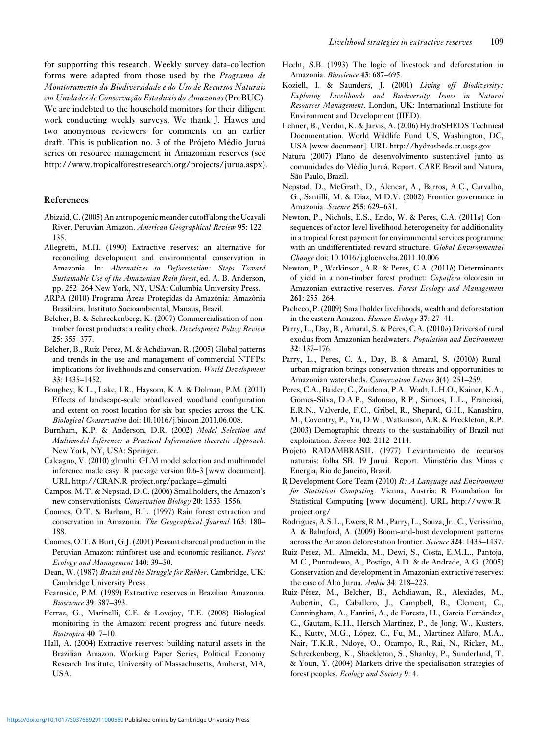for supporting this research. Weekly survey data-collection forms were adapted from those used by the *Programa de Monitoramento da Biodiversidade e do Uso de Recursos Naturais em Unidades de Conservação Estaduais do Amazonas* (ProBUC). We are indebted to the household monitors for their diligent work conducting weekly surveys. We thank J. Hawes and two anonymous reviewers for comments on an earlier draft. This is publication no. 3 of the Prójeto Médio Juruá series on resource management in Amazonian reserves (see http://www.tropicalforestresearch.org/projects/jurua.aspx).

## References

Abizaid, C. (2005) An antropogenic meander cutoff along the Ucayali River, Peruvian Amazon. *American Geographical Review* **95**: 122–135.

Allegretti, M.H. (1990) Extractive reserves: an alternative for reconciling development and environmental conservation in Amazonia. In: *Alternatives to Deforestation: Steps Toward Sustainable Use of the Amazonian Rain forest*, ed. A. B. Anderson, pp. 252–264 New York, NY, USA: Columbia University Press.

ARPA (2010) Programa Àreas Protegidas da Amazônia: Amazônia Brasileira. Instituto Socioambiental, Manaus, Brazil.

Belcher, B. & Schreckenberg, K. (2007) Commercialisation of non-timber forest products: a reality check. *Development Policy Review* **25**: 355–377.

Belcher, B., Ruiz-Perez, M. & Achdiawan, R. (2005) Global patterns and trends in the use and management of commercial NTFPs: implications for livelihoods and conservation. *World Development* **33**: 1435–1452.

Boughey, K.L., Lake, I.R., Haysom, K.A. & Dolman, P.M. (2011) Effects of landscape-scale broadleaved woodland configuration and extent on roost location for six bat species across the UK. *Biological Conservation* doi: 10.1016/j.biocon.2011.06.008.

Burnham, K.P. & Anderson, D.R. (2002) *Model Selection and Multimodel Inference: a Practical Information-theoretic Approach*. New York, NY, USA: Springer.

Calcagno, V. (2010) glmulti: GLM model selection and multimodel inference made easy. R package version 0.6-3 [www document]. URL http://CRAN.R-project.org/package=glmulti

Campos, M.T. & Nepstad, D.C. (2006) Smallholders, the Amazon's new conservationists. *Conservation Biology* **20**: 1553–1556.

Coomes, O.T. & Barham, B.L. (1997) Rain forest extraction and conservation in Amazonia. *The Geographical Journal* **163**: 180–188.

Coomes, O.T. & Burt, G.J. (2001) Peasant charcoal production in the Peruvian Amazon: rainforest use and economic resiliance. *Forest Ecology and Management* **140**: 39–50.

Dean, W. (1987) *Brazil and the Struggle for Rubber*. Cambridge, UK: Cambridge University Press.

Fearnside, P.M. (1989) Extractive reserves in Brazilian Amazonia. *Bioscience* **39**: 387–393.

Ferraz, G., Marinelli, C.E. & Lovejoy, T.E. (2008) Biological monitoring in the Amazon: recent progress and future needs. *Biotropica* **40**: 7–10.

Hall, A. (2004) Extractive reserves: building natural assets in the Brazilian Amazon. Working Paper Series, Political Economy Research Institute, University of Massachusetts, Amherst, MA, USA.

Hecht, S.B. (1993) The logic of livestock and deforestation in Amazonia. *Bioscience* **43**: 687–695.

Koziell, I. & Saunders, J. (2001) *Living off Biodiversity: Exploring Livelihoods and Biodiversity Issues in Natural Resources Management*. London, UK: International Institute for Environment and Development (IIED).

Lehner, B., Verdin, K. & Jarvis, A. (2006) HydroSHEDS Technical Documentation. World Wildlife Fund US, Washington, DC, USA [www document]. URL http://hydrosheds.cr.usgs.gov

Natura (2007) Plano de desenvolvimento sustentável junto as comunidades do Médio Juruá. Report. CARE Brazil and Natura, São Paulo, Brazil.

Nepstad, D., McGrath, D., Alencar, A., Barros, A.C., Carvalho, G., Santilli, M. & Diaz, M.D.V. (2002) Frontier governance in Amazonia. *Science* **295**: 629–631.

Newton, P., Nichols, E.S., Endo, W. & Peres, C.A. (2011*a*) Consequences of actor level livelihood heterogeneity for additionality in a tropical forest payment for environmental services programme with an undifferentiated reward structure. *Global Environmental Change* doi: 10.1016/j.gloenvcha.2011.10.006

Newton, P., Watkinson, A.R. & Peres, C.A. (2011*b*) Determinants of yield in a non-timber forest product: *Copaifera* oleoresin in Amazonian extractive reserves. *Forest Ecology and Management* **261**: 255–264.

Pacheco, P. (2009) Smallholder livelihoods, wealth and deforestation in the eastern Amazon. *Human Ecology* **37**: 27–41.

Parry, L., Day, B., Amaral, S. & Peres, C.A. (2010*a*) Drivers of rural exodus from Amazonian headwaters. *Population and Environment* **32**: 137–176.

Parry, L., Peres, C. A., Day, B. & Amaral, S. (2010*b*) Rural-urban migration brings conservation threats and opportunities to Amazonian watersheds. *Conservation Letters* **3**(4): 251–259.

Peres, C.A., Baider, C., Zuidema, P.A., Wadt, L.H.O., Kainer, K.A., Gomes-Silva, D.A.P., Salomao, R.P., Simoes, L.L., Franciosi, E.R.N., Valverde, F.C., Gribel, R., Shepard, G.H., Kanashiro, M., Coventry, P., Yu, D.W., Watkinson, A.R. & Freckleton, R.P. (2003) Demographic threats to the sustainability of Brazil nut exploitation. *Science* **302**: 2112–2114.

Projeto RADAMBRASIL (1977) Levantamento de recursos naturais: folha SB. 19 Juruá. Report. Ministério das Minas e Energia, Rio de Janeiro, Brazil.

R Development Core Team (2010) *R: A Language and Environment for Statistical Computing*. Vienna, Austria: R Foundation for Statistical Computing [www document]. URL http://www.R-project.org/

Rodrigues, A.S.L., Ewers, R.M., Parry, L., Souza, Jr., C., Verissimo, A. & Balmford, A. (2009) Boom-and-bust development patterns across the Amazon deforestation frontier. *Science* **324**: 1435–1437.

Ruiz-Perez, M., Almeida, M., Dewi, S., Costa, E.M.L., Pantoja, M.C., Puntodewo, A., Postigo, A.D. & de Andrade, A.G. (2005) Conservation and development in Amazonian extractive reserves: the case of Alto Jurua. *Ambio* **34**: 218–223.

Ruiz-Pérez, M., Belcher, B., Achdiawan, R., Alexiades, M., Aubertin, C., Caballero, J., Campbell, B., Clement, C., Cunningham, A., Fantini, A., de Foresta, H., García Fernández, C., Gautam, K.H., Hersch Martínez, P., de Jong, W., Kusters, K., Kutty, M.G., López, C., Fu, M., Martínez Alfaro, M.A., Nair, T.K.R., Ndoye, O., Ocampo, R., Rai, N., Ricker, M., Schreckenberg, K., Shackleton, S., Shanley, P., Sunderland, T. & Youn, Y. (2004) Markets drive the specialisation strategies of forest peoples. *Ecology and Society* **9**: 4.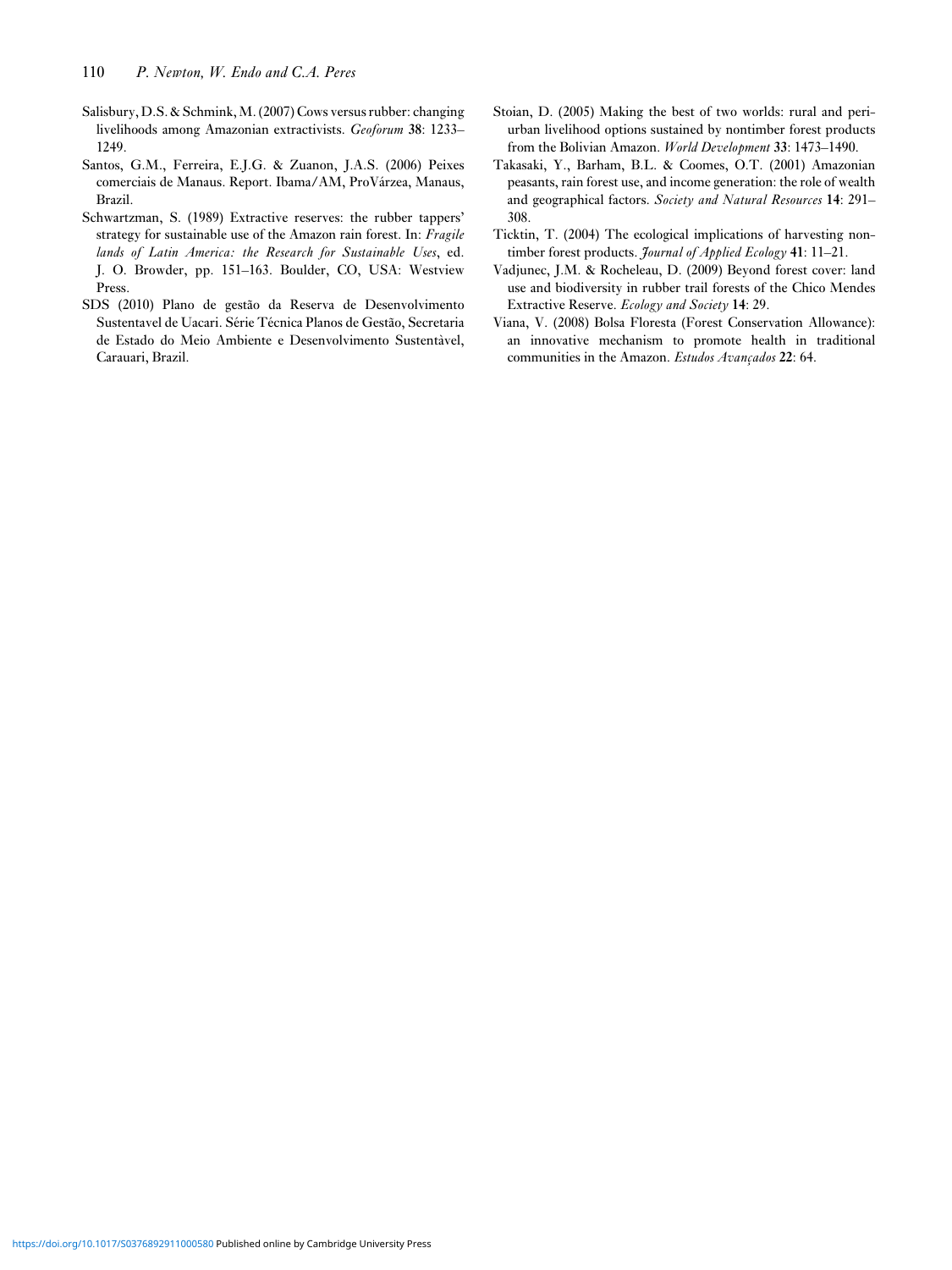Salisbury, D.S. & Schmink, M. (2007) Cows versus rubber: changing livelihoods among Amazonian extractivists. *Geoforum* **38**: 1233–1249.

Santos, G.M., Ferreira, E.J.G. & Zuanon, J.A.S. (2006) Peixes comerciais de Manaus. Report. Ibama/AM, ProVárzea, Manaus, Brazil.

Schwartzman, S. (1989) Extractive reserves: the rubber tappers' strategy for sustainable use of the Amazon rain forest. In: *Fragile lands of Latin America: the Research for Sustainable Uses*, ed. J. O. Browder, pp. 151–163. Boulder, CO, USA: Westview Press.

SDS (2010) Plano de gestão da Reserva de Desenvolvimento Sustentavel de Uacari. Série Técnica Planos de Gestão, Secretaria de Estado do Meio Ambiente e Desenvolvimento Sustentàvel, Carauari, Brazil.

Stoian, D. (2005) Making the best of two worlds: rural and peri-urban livelihood options sustained by nontimber forest products from the Bolivian Amazon. *World Development* **33**: 1473–1490.

Takasaki, Y., Barham, B.L. & Coomes, O.T. (2001) Amazonian peasants, rain forest use, and income generation: the role of wealth and geographical factors. *Society and Natural Resources* **14**: 291–308.

Ticktin, T. (2004) The ecological implications of harvesting non-timber forest products. *Journal of Applied Ecology* **41**: 11–21.

Vadjunec, J.M. & Rocheleau, D. (2009) Beyond forest cover: land use and biodiversity in rubber trail forests of the Chico Mendes Extractive Reserve. *Ecology and Society* **14**: 29.

Viana, V. (2008) Bolsa Floresta (Forest Conservation Allowance): an innovative mechanism to promote health in traditional communities in the Amazon. *Estudos Avançados* **22**: 64.